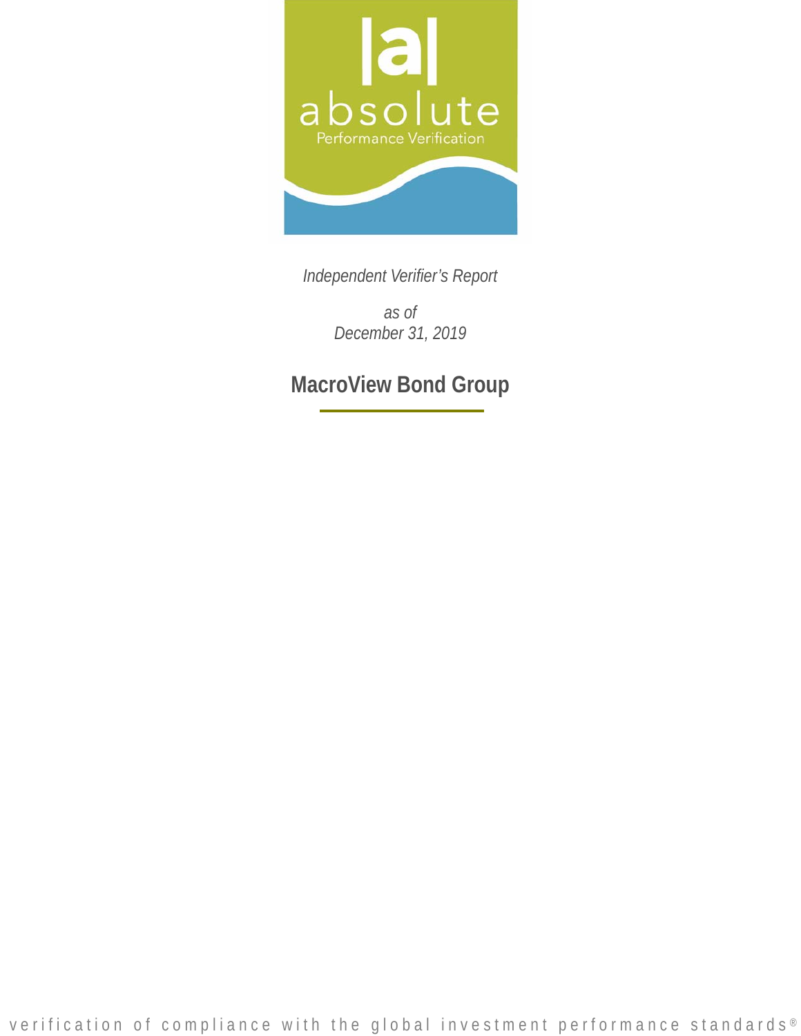absolute

Performance Verification

*Independent Verifier's Report*

*as of*
*December 31, 2019*

# MacroView Bond Group

verification of compliance with the global investment performance standards®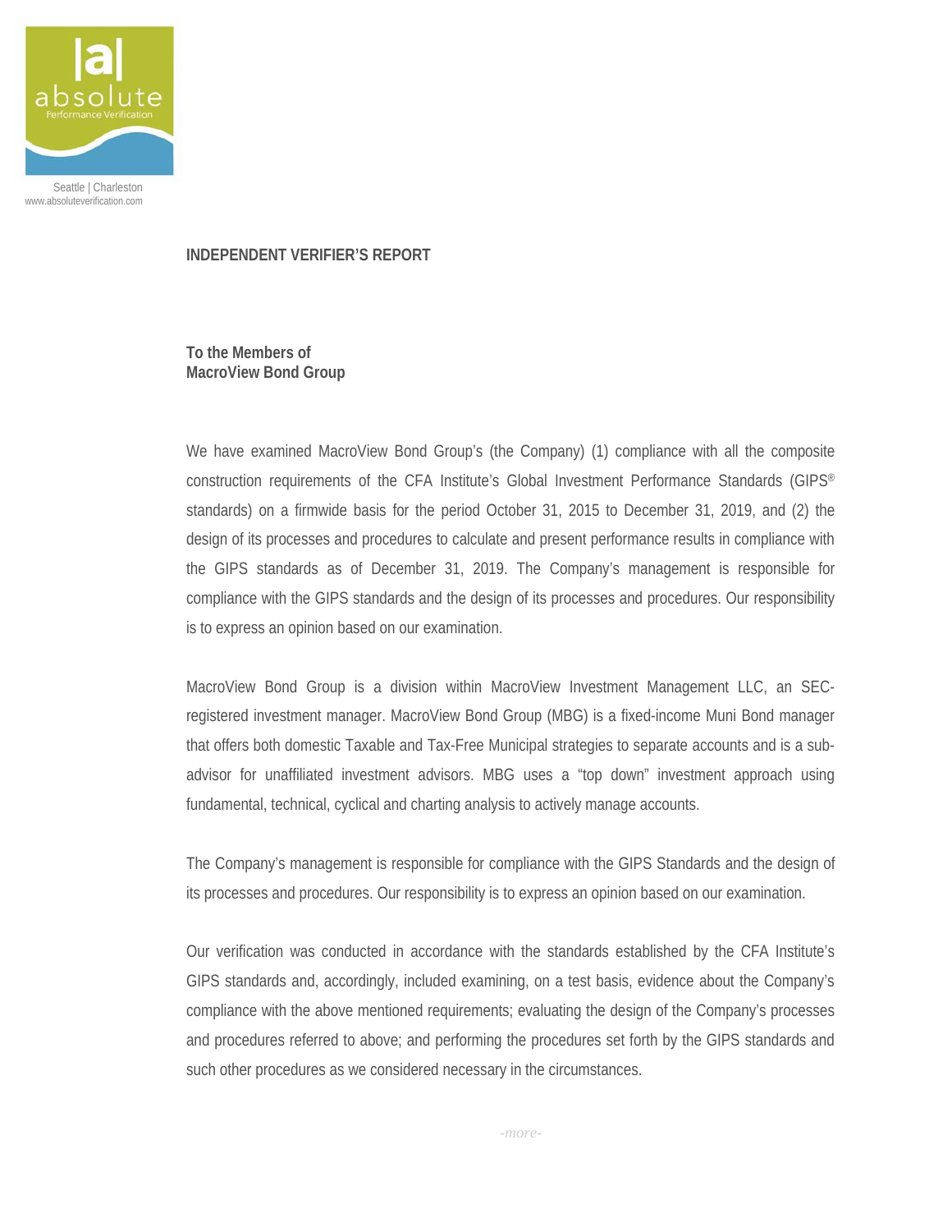## INDEPENDENT VERIFIER'S REPORT

**To the Members of**
**MacroView Bond Group**

We have examined MacroView Bond Group's (the Company) (1) compliance with all the composite construction requirements of the CFA Institute's Global Investment Performance Standards (GIPS® standards) on a firmwide basis for the period October 31, 2015 to December 31, 2019, and (2) the design of its processes and procedures to calculate and present performance results in compliance with the GIPS standards as of December 31, 2019. The Company's management is responsible for compliance with the GIPS standards and the design of its processes and procedures. Our responsibility is to express an opinion based on our examination.

MacroView Bond Group is a division within MacroView Investment Management LLC, an SEC-registered investment manager. MacroView Bond Group (MBG) is a fixed-income Muni Bond manager that offers both domestic Taxable and Tax-Free Municipal strategies to separate accounts and is a sub-advisor for unaffiliated investment advisors. MBG uses a "top down" investment approach using fundamental, technical, cyclical and charting analysis to actively manage accounts.

The Company's management is responsible for compliance with the GIPS Standards and the design of its processes and procedures. Our responsibility is to express an opinion based on our examination.

Our verification was conducted in accordance with the standards established by the CFA Institute's GIPS standards and, accordingly, included examining, on a test basis, evidence about the Company's compliance with the above mentioned requirements; evaluating the design of the Company's processes and procedures referred to above; and performing the procedures set forth by the GIPS standards and such other procedures as we considered necessary in the circumstances.

*-more-*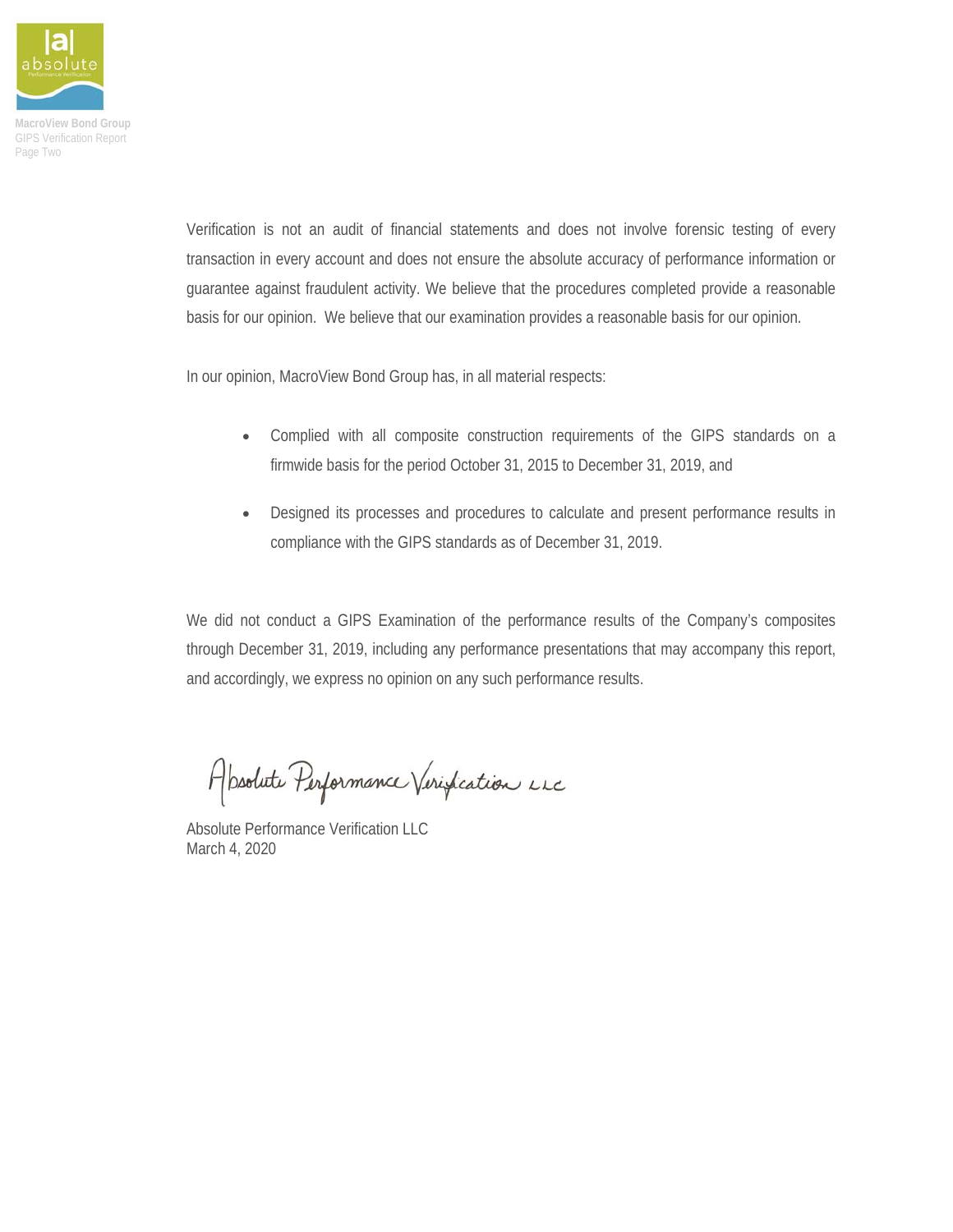Verification is not an audit of financial statements and does not involve forensic testing of every transaction in every account and does not ensure the absolute accuracy of performance information or guarantee against fraudulent activity. We believe that the procedures completed provide a reasonable basis for our opinion. We believe that our examination provides a reasonable basis for our opinion.

In our opinion, MacroView Bond Group has, in all material respects:

- Complied with all composite construction requirements of the GIPS standards on a firmwide basis for the period October 31, 2015 to December 31, 2019, and
- Designed its processes and procedures to calculate and present performance results in compliance with the GIPS standards as of December 31, 2019.

We did not conduct a GIPS Examination of the performance results of the Company's composites through December 31, 2019, including any performance presentations that may accompany this report, and accordingly, we express no opinion on any such performance results.

Absolute Performance Verification LLC

Absolute Performance Verification LLC
March 4, 2020